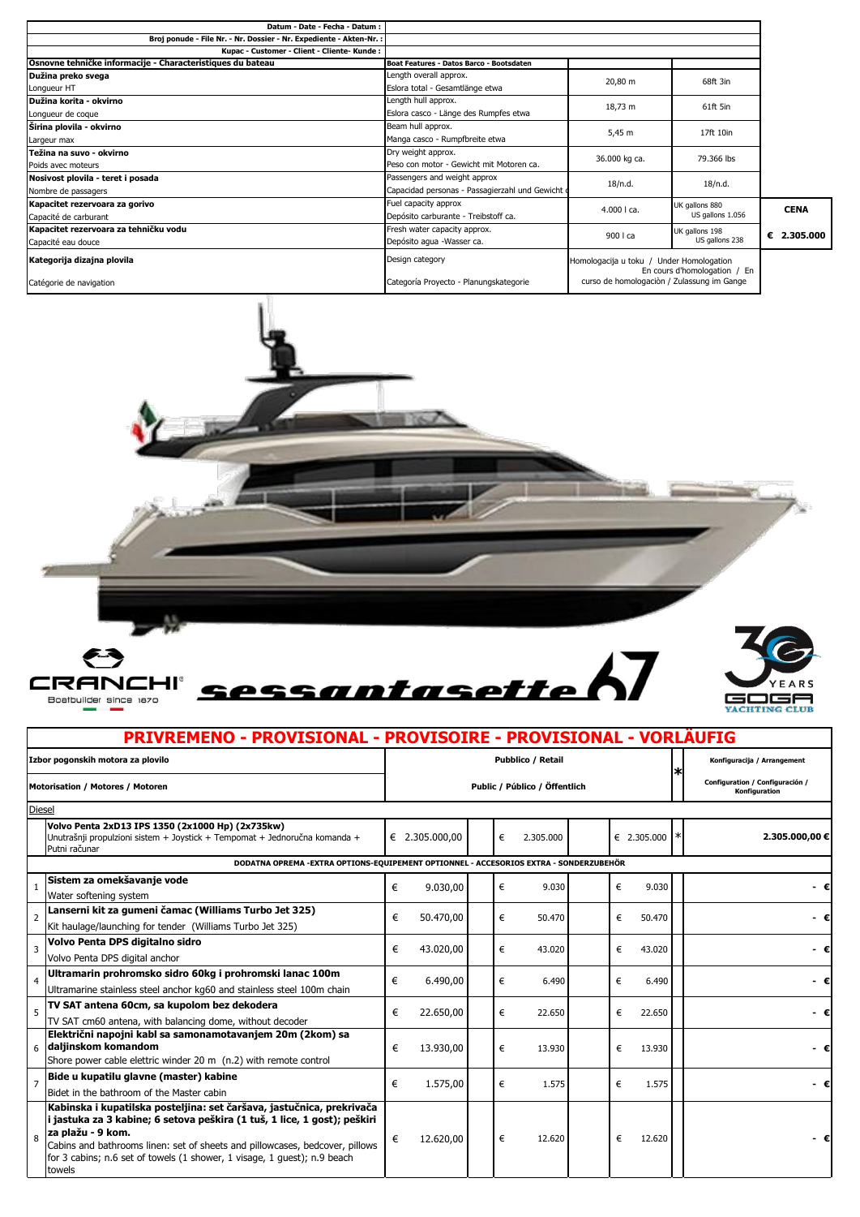| Datum - Date - Fecha - Datum : | | | |
|---|---|---|---|
| Broj ponude - File Nr. - Nr. Dossier - Nr. Expediente - Akten-Nr. : | | | |
| Kupac - Customer - Client - Cliente- Kunde : | | | |
| **Osnovne tehničke informacije - Characteristiques du bateau** | **Boat Features - Datos Barco - Bootsdaten** | | |
| **Dužina preko svega** Longueur HT | Length overall approx. Eslora total - Gesamtlänge etwa | 20,80 m | 68ft 3in |
| **Dužina korita - okvirno** Longueur de coque | Length hull approx. Eslora casco - Länge des Rumpfes etwa | 18,73 m | 61ft 5in |
| **Širina plovila - okvirno** Largeur max | Beam hull approx. Manga casco - Rumpfbreite etwa | 5,45 m | 17ft 10in |
| **Težina na suvo - okvirno** Poids avec moteurs | Dry weight approx. Peso con motor - Gewicht mit Motoren ca. | 36.000 kg ca. | 79.366 lbs |
| **Nosivost plovila - teret i posada** Nombre de passagers | Passengers and weight approx Capacidad personas - Passagierzahl und Gewicht | 18/n.d. | 18/n.d. |
| **Kapacitet rezervoara za gorivo** Capacité de carburant | Fuel capacity approx Depósito carburante - Treibstoff ca. | 4.000 l ca. | UK gallons 880 US gallons 1.056 |
| **Kapacitet rezervoara za tehničku vodu** Capacité eau douce | Fresh water capacity approx. Depósito agua -Wasser ca. | 900 l ca | UK gallons 198 US gallons 238 |
| **Kategorija dizajna plovila** Catégorie de navigation | Design category Categoría Proyecto - Planungskategorie | Homologacija u toku / Under Homologation En cours d'homologation / En curso de homologaciòn / Zulassung im Gange | |

**CENA**

**€ 2.305.000**

CRANCHI® Boatbuilder since 1870

sessantasette 67

30 YEARS GOGA YACHTING CLUB

## PRIVREMENO - PROVISIONAL - PROVISOIRE - PROVISIONAL - VORLÄUFIG

| | Izbor pogonskih motora za plovilo / Motorisation / Motores / Motoren | Pubblico / Retail | Public / Público / Öffentlich | | * | Konfiguracija / Arrangement Configuration / Configuración / Konfiguration |
|---|---|---|---|---|---|---|
| | Diesel | | | | | |
| | **Volvo Penta 2xD13 IPS 1350 (2x1000 Hp) (2x735kw)** Unutrašnji propulzioni sistem + Joystick + Tempomat + Jednoručna komanda + Putni računar | € 2.305.000,00 | € 2.305.000 | € 2.305.000 | * | 2.305.000,00 € |
| | **DODATNA OPREMA -EXTRA OPTIONS-EQUIPEMENT OPTIONNEL - ACCESORIOS EXTRA - SONDERZUBEHÖR** | | | | | |
| 1 | **Sistem za omekšavanje vode** Water softening system | € 9.030,00 | € 9.030 | € 9.030 | | - € |
| 2 | **Lanserni kit za gumeni čamac (Williams Turbo Jet 325)** Kit haulage/launching for tender (Williams Turbo Jet 325) | € 50.470,00 | € 50.470 | € 50.470 | | - € |
| 3 | **Volvo Penta DPS digitalno sidro** Volvo Penta DPS digital anchor | € 43.020,00 | € 43.020 | € 43.020 | | - € |
| 4 | **Ultramarin prohromsko sidro 60kg i prohromski lanac 100m** Ultramarine stainless steel anchor kg60 and stainless steel 100m chain | € 6.490,00 | € 6.490 | € 6.490 | | - € |
| 5 | **TV SAT antena 60cm, sa kupolom bez dekodera** TV SAT cm60 antena, with balancing dome, without decoder | € 22.650,00 | € 22.650 | € 22.650 | | - € |
| 6 | **Električni napojni kabl sa samonamotavanjem 20m (2kom) sa daljinskom komandom** Shore power cable elettric winder 20 m (n.2) with remote control | € 13.930,00 | € 13.930 | € 13.930 | | - € |
| 7 | **Bide u kupatilu glavne (master) kabine** Bidet in the bathroom of the Master cabin | € 1.575,00 | € 1.575 | € 1.575 | | - € |
| 8 | **Kabinska i kupatilska posteljina: set čaršava, jastučnica, prekrivača i jastuka za 3 kabine; 6 setova peškira (1 tuš, 1 lice, 1 gost); peškiri za plažu - 9 kom.** Cabins and bathrooms linen: set of sheets and pillowcases, bedcover, pillows for 3 cabins; n.6 set of towels (1 shower, 1 visage, 1 guest); n.9 beach towels | € 12.620,00 | € 12.620 | € 12.620 | | - € |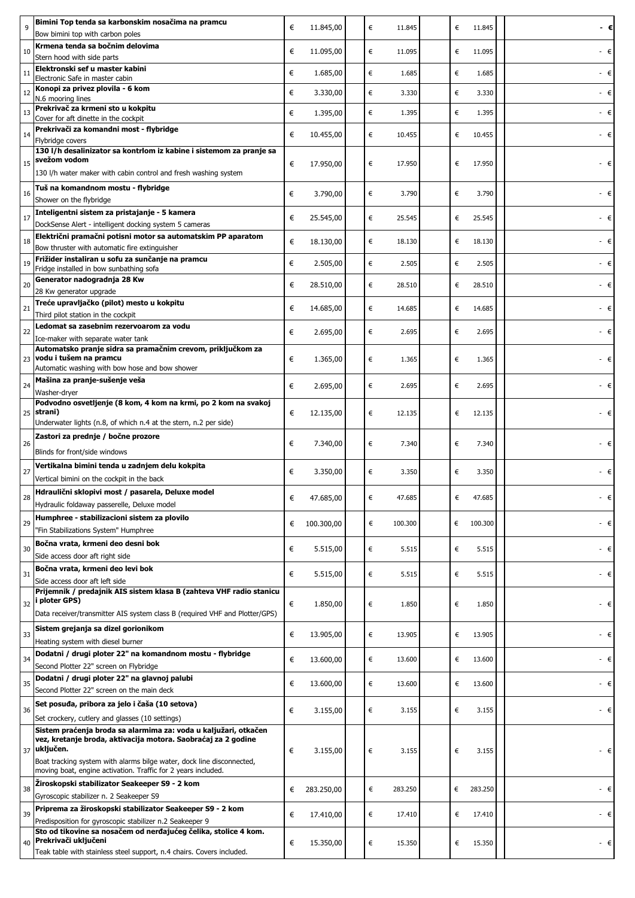| | | | | | | | | | | |
|---|---|---|---|---|---|---|---|---|---|---|
| 9 | **Bimini Top tenda sa karbonskim nosačima na pramcu**<br>Bow bimini top with carbon poles | € | 11.845,00 | | € | 11.845 | | € | 11.845 | **- €** |
| 10 | **Krmena tenda sa bočnim delovima**<br>Stern hood with side parts | € | 11.095,00 | | € | 11.095 | | € | 11.095 | - € |
| 11 | **Elektronski sef u master kabini**<br>Electronic Safe in master cabin | € | 1.685,00 | | € | 1.685 | | € | 1.685 | - € |
| 12 | **Konopi za privez plovila - 6 kom**<br>N.6 mooring lines | € | 3.330,00 | | € | 3.330 | | € | 3.330 | - € |
| 13 | **Prekrivač za krmeni sto u kokpitu**<br>Cover for aft dinette in the cockpit | € | 1.395,00 | | € | 1.395 | | € | 1.395 | - € |
| 14 | **Prekrivači za komandni most - flybridge**<br>Flybridge covers | € | 10.455,00 | | € | 10.455 | | € | 10.455 | - € |
| 15 | **130 l/h desalinizator sa kontrlom iz kabine i sistemom za pranje sa svežom vodom**<br>130 l/h water maker with cabin control and fresh washing system | € | 17.950,00 | | € | 17.950 | | € | 17.950 | - € |
| 16 | **Tuš na komandnom mostu - flybridge**<br>Shower on the flybridge | € | 3.790,00 | | € | 3.790 | | € | 3.790 | - € |
| 17 | **Inteligentni sistem za pristajanje - 5 kamera**<br>DockSense Alert - intelligent docking system 5 cameras | € | 25.545,00 | | € | 25.545 | | € | 25.545 | - € |
| 18 | **Električni pramačni potisni motor sa automatskim PP aparatom**<br>Bow thruster with automatic fire extinguisher | € | 18.130,00 | | € | 18.130 | | € | 18.130 | - € |
| 19 | **Frižider instaliran u sofu za sunčanje na pramcu**<br>Fridge installed in bow sunbathing sofa | € | 2.505,00 | | € | 2.505 | | € | 2.505 | - € |
| 20 | **Generator nadogradnja 28 Kw**<br>28 Kw generator upgrade | € | 28.510,00 | | € | 28.510 | | € | 28.510 | - € |
| 21 | **Treće upravljačko (pilot) mesto u kokpitu**<br>Third pilot station in the cockpit | € | 14.685,00 | | € | 14.685 | | € | 14.685 | - € |
| 22 | **Ledomat sa zasebnim rezervoarom za vodu**<br>Ice-maker with separate water tank | € | 2.695,00 | | € | 2.695 | | € | 2.695 | - € |
| 23 | **Automatsko pranje sidra sa pramačnim crevom, priključkom za vodu i tušem na pramcu**<br>Automatic washing with bow hose and bow shower | € | 1.365,00 | | € | 1.365 | | € | 1.365 | - € |
| 24 | **Mašina za pranje-sušenje veša**<br>Washer-dryer | € | 2.695,00 | | € | 2.695 | | € | 2.695 | - € |
| 25 | **Podvodno osvetljenje (8 kom, 4 kom na krmi, po 2 kom na svakoj strani)**<br>Underwater lights (n.8, of which n.4 at the stern, n.2 per side) | € | 12.135,00 | | € | 12.135 | | € | 12.135 | - € |
| 26 | **Zastori za prednje / bočne prozore**<br>Blinds for front/side windows | € | 7.340,00 | | € | 7.340 | | € | 7.340 | - € |
| 27 | **Vertikalna bimini tenda u zadnjem delu kokpita**<br>Vertical bimini on the cockpit in the back | € | 3.350,00 | | € | 3.350 | | € | 3.350 | - € |
| 28 | **Hdraulični sklopivi most / pasarela, Deluxe model**<br>Hydraulic foldaway passerelle, Deluxe model | € | 47.685,00 | | € | 47.685 | | € | 47.685 | - € |
| 29 | **Humphree - stabilizacioni sistem za plovilo**<br>"Fin Stabilizations System" Humphree | € | 100.300,00 | | € | 100.300 | | € | 100.300 | - € |
| 30 | **Bočna vrata, krmeni deo desni bok**<br>Side access door aft right side | € | 5.515,00 | | € | 5.515 | | € | 5.515 | - € |
| 31 | **Bočna vrata, krmeni deo levi bok**<br>Side access door aft left side | € | 5.515,00 | | € | 5.515 | | € | 5.515 | - € |
| 32 | **Prijemnik / predajnik AIS sistem klasa B (zahteva VHF radio stanicu i ploter GPS)**<br>Data receiver/transmitter AIS system class B (required VHF and Plotter/GPS) | € | 1.850,00 | | € | 1.850 | | € | 1.850 | - € |
| 33 | **Sistem grejanja sa dizel gorionikom**<br>Heating system with diesel burner | € | 13.905,00 | | € | 13.905 | | € | 13.905 | - € |
| 34 | **Dodatni / drugi ploter 22" na komandnom mostu - flybridge**<br>Second Plotter 22" screen on Flybridge | € | 13.600,00 | | € | 13.600 | | € | 13.600 | - € |
| 35 | **Dodatni / drugi ploter 22" na glavnoj palubi**<br>Second Plotter 22" screen on the main deck | € | 13.600,00 | | € | 13.600 | | € | 13.600 | - € |
| 36 | **Set posuđa, pribora za jelo i čaša (10 setova)**<br>Set crockery, cutlery and glasses (10 settings) | € | 3.155,00 | | € | 3.155 | | € | 3.155 | - € |
| 37 | **Sistem praćenja broda sa alarmima za: voda u kaljužari, otkačen vez, kretanje plovila, aktivacija motora. Saobraćaj za 2 godine uključen.**<br>Boat tracking system with alarms bilge water, dock line disconnected, moving boat, engine activation. Traffic for 2 years included. | € | 3.155,00 | | € | 3.155 | | € | 3.155 | - € |
| 38 | **Žiroskopski stabilizator Seakeeper S9 - 2 kom**<br>Gyroscopic stabilizer n. 2 Seakeeper S9 | € | 283.250,00 | | € | 283.250 | | € | 283.250 | - € |
| 39 | **Priprema za žiroskopski stabilizator Seakeeper S9 - 2 kom**<br>Predisposition for gyroscopic stabilizer n.2 Seakeeper 9 | € | 17.410,00 | | € | 17.410 | | € | 17.410 | - € |
| 40 | **Sto od tikovine sa nosačem od nerđajućeg čelika, stolice 4 kom. Prekrivači uključeni**<br>Teak table with stainless steel support, n.4 chairs. Covers included. | € | 15.350,00 | | € | 15.350 | | € | 15.350 | - € |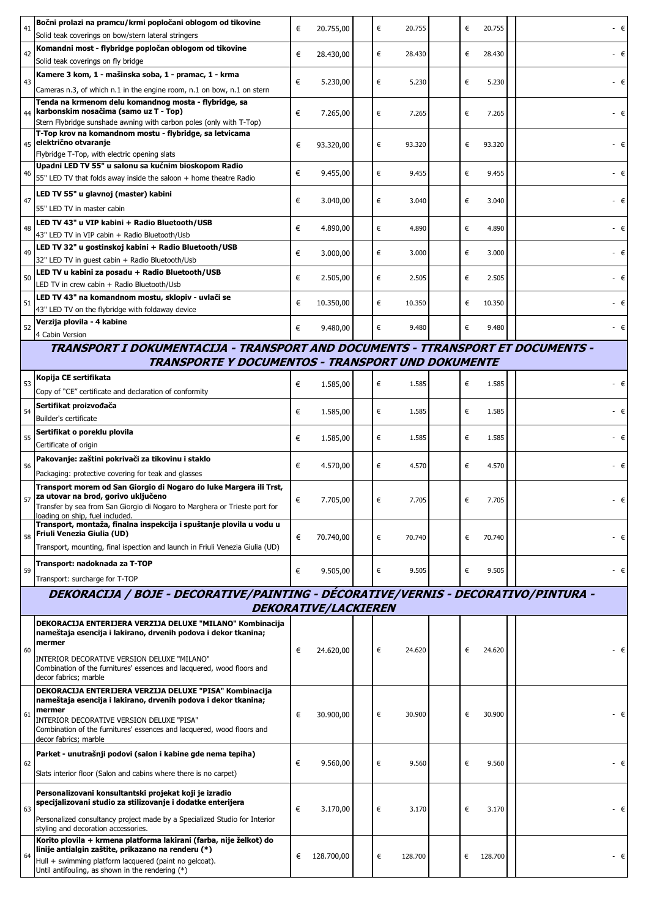| | | | | | | | | | |
|---|---|---|---|---|---|---|---|---|---|
| 41 | **Bočni prolazi na pramcu/krmi popločani oblogom od tikovine**<br>Solid teak coverings on bow/stern lateral stringers | € | 20.755,00 | € | 20.755 | € | 20.755 | | - € |
| 42 | **Komandni most - flybridge popločan oblogom od tikovine**<br>Solid teak coverings on fly bridge | € | 28.430,00 | € | 28.430 | € | 28.430 | | - € |
| 43 | **Kamere 3 kom, 1 - mašinska soba, 1 - pramac, 1 - krma**<br>Cameras n.3, of which n.1 in the engine room, n.1 on bow, n.1 on stern | € | 5.230,00 | € | 5.230 | € | 5.230 | | - € |
| 44 | **Tenda na krmenom delu komandnog mosta - flybridge, sa karbonskim nosačima (samo uz T - Top)**<br>Stern Flybridge sunshade awning with carbon poles (only with T-Top) | € | 7.265,00 | € | 7.265 | € | 7.265 | | - € |
| 45 | **T-Top krov na komandnom mostu - flybridge, sa letvicama električno otvaranje**<br>Flybridge T-Top, with electric opening slats | € | 93.320,00 | € | 93.320 | € | 93.320 | | - € |
| 46 | **Upadni LED TV 55" u salonu sa kućnim bioskopom Radio**<br>55" LED TV that folds away inside the saloon + home theatre Radio | € | 9.455,00 | € | 9.455 | € | 9.455 | | - € |
| 47 | **LED TV 55" u glavnoj (master) kabini**<br>55" LED TV in master cabin | € | 3.040,00 | € | 3.040 | € | 3.040 | | - € |
| 48 | **LED TV 43" u VIP kabini + Radio Bluetooth/USB**<br>43" LED TV in VIP cabin + Radio Bluetooth/Usb | € | 4.890,00 | € | 4.890 | € | 4.890 | | - € |
| 49 | **LED TV 32" u gostinskoj kabini + Radio Bluetooth/USB**<br>32" LED TV in guest cabin + Radio Bluetooth/Usb | € | 3.000,00 | € | 3.000 | € | 3.000 | | - € |
| 50 | **LED TV u kabini za posadu + Radio Bluetooth/USB**<br>LED TV in crew cabin + Radio Bluetooth/Usb | € | 2.505,00 | € | 2.505 | € | 2.505 | | - € |
| 51 | **LED TV 43" na komandnom mostu, sklopiv - uvlači se**<br>43" LED TV on the flybridge with foldaway device | € | 10.350,00 | € | 10.350 | € | 10.350 | | - € |
| 52 | **Verzija plovila - 4 kabine**<br>4 Cabin Version | € | 9.480,00 | € | 9.480 | € | 9.480 | | - € |
| | ***TRANSPORT I DOKUMENTACIJA - TRANSPORT AND DOCUMENTS - TTRANSPORT ET DOCUMENTS - TRANSPORTE Y DOCUMENTOS - TRANSPORT UND DOKUMENTE*** | | | | | | | | |
| 53 | **Kopija CE sertifikata**<br>Copy of "CE" certificate and declaration of conformity | € | 1.585,00 | € | 1.585 | € | 1.585 | | - € |
| 54 | **Sertifikat proizvođača**<br>Builder's certificate | € | 1.585,00 | € | 1.585 | € | 1.585 | | - € |
| 55 | **Sertifikat o poreklu plovila**<br>Certificate of origin | € | 1.585,00 | € | 1.585 | € | 1.585 | | - € |
| 56 | **Pakovanje: zaštini pokrivači za tikovinu i staklo**<br>Packaging: protective covering for teak and glasses | € | 4.570,00 | € | 4.570 | € | 4.570 | | - € |
| 57 | **Transport morem od San Giorgio di Nogaro do luke Margera ili Trst, za utovar na brod, gorivo uključeno**<br>Transfer by sea from San Giorgio di Nogaro to Marghera or Trieste port for loading on ship, fuel included. | € | 7.705,00 | € | 7.705 | € | 7.705 | | - € |
| 58 | **Transport, montaža, finalna inspekcija i spuštanje plovila u vodu u Friuli Venezia Giulia (UD)**<br>Transport, mounting, final ispection and launch in Friuli Venezia Giulia (UD) | € | 70.740,00 | € | 70.740 | € | 70.740 | | - € |
| 59 | **Transport: nadoknada za T-TOP**<br>Transport: surcharge for T-TOP | € | 9.505,00 | € | 9.505 | € | 9.505 | | - € |
| | ***DEKORACIJA / BOJE - DECORATIVE/PAINTING - DÉCORATIVE/VERNIS - DECORATIVO/PINTURA - DEKORATIVE/LACKIEREN*** | | | | | | | | |
| 60 | **DEKORACIJA ENTERIJERA VERZIJA DELUXE "MILANO" Kombinacija nameštaja esencija i lakirano, drvenih podova i dekor tkanina; mermer**<br>INTERIOR DECORATIVE VERSION DELUXE "MILANO"<br>Combination of the furnitures' essences and lacquered, wood floors and decor fabrics; marble | € | 24.620,00 | € | 24.620 | € | 24.620 | | - € |
| 61 | **DEKORACIJA ENTERIJERA VERZIJA DELUXE "PISA" Kombinacija nameštaja esencija i lakirano, drvenih podova i dekor tkanina; mermer**<br>INTERIOR DECORATIVE VERSION DELUXE "PISA"<br>Combination of the furnitures' essences and lacquered, wood floors and decor fabrics; marble | € | 30.900,00 | € | 30.900 | € | 30.900 | | - € |
| 62 | **Parket - unutrašnji podovi (salon i kabine gde nema tepiha)**<br>Slats interior floor (Salon and cabins where there is no carpet) | € | 9.560,00 | € | 9.560 | € | 9.560 | | - € |
| 63 | **Personalizovani konsultantski projekat koji je izradio specijalizovani studio za stilizovanje i dodatke enterijera**<br>Personalized consultancy project made by a Specialized Studio for Interior styling and decoration accessories. | € | 3.170,00 | € | 3.170 | € | 3.170 | | - € |
| 64 | **Korito plovila + krmena platforma lakirani (farba, nije želkot) do linije antialgin zaštite, prikazano na renderu (*)**<br>Hull + swimming platform lacquered (paint no gelcoat).<br>Until antifouling, as shown in the rendering (*) | € | 128.700,00 | € | 128.700 | € | 128.700 | | - € |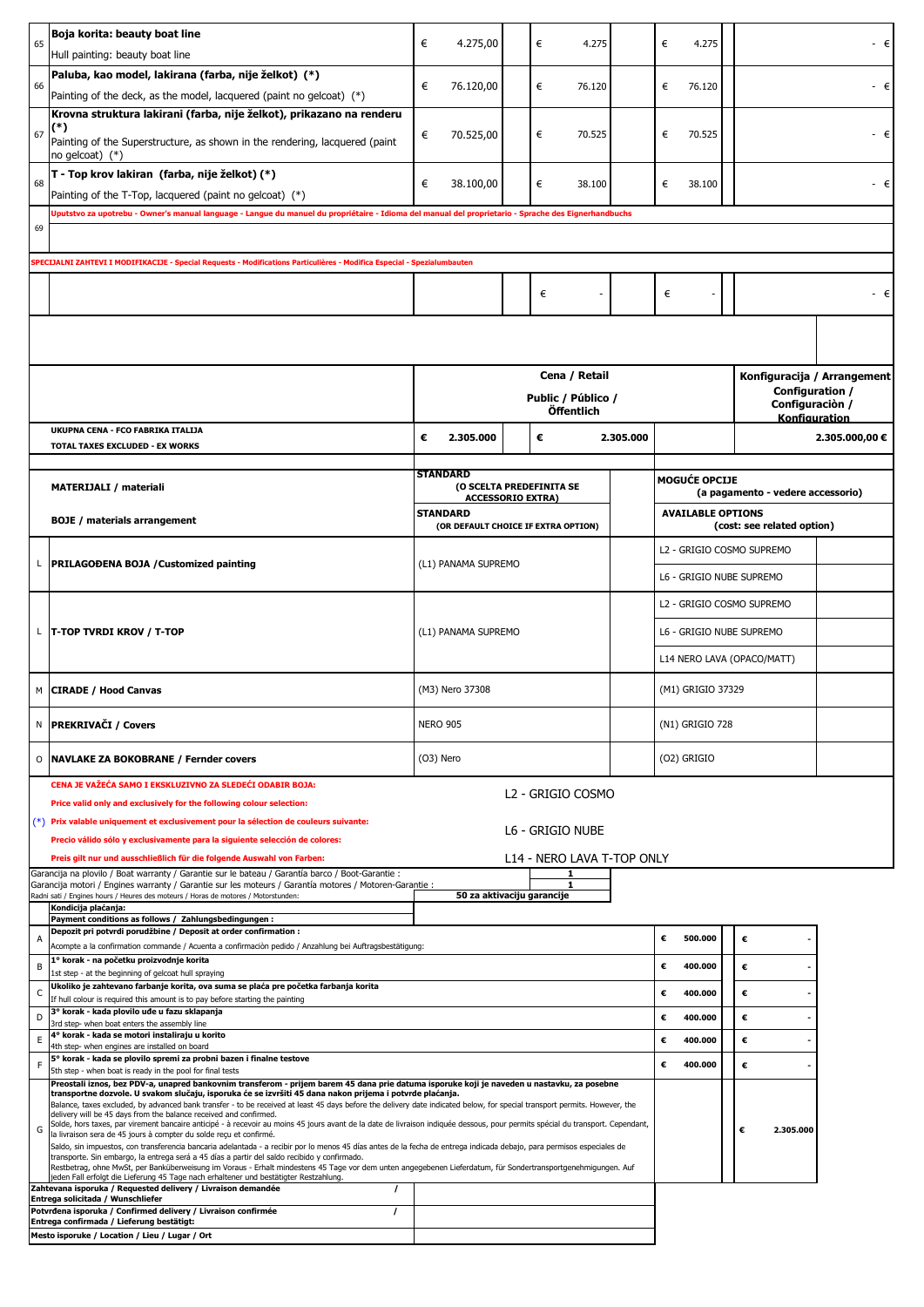| | | | | | | |
|---|---|---|---|---|---|---|
| 65 | **Boja korita: beauty boat line**<br>Hull painting: beauty boat line | € 4.275,00 | € 4.275 | € 4.275 | | - € |
| 66 | **Paluba, kao model, lakirana (farba, nije želkot) (*)**<br>Painting of the deck, as the model, lacquered (paint no gelcoat) (*) | € 76.120,00 | € 76.120 | € 76.120 | | - € |
| 67 | **Krovna struktura lakirani (farba, nije želkot), prikazano na renderu (*)**<br>Painting of the Superstructure, as shown in the rendering, lacquered (paint no gelcoat) (*) | € 70.525,00 | € 70.525 | € 70.525 | | - € |
| 68 | **T - Top krov lakiran (farba, nije želkot) (*)**<br>Painting of the T-Top, lacquered (paint no gelcoat) (*) | € 38.100,00 | € 38.100 | € 38.100 | | - € |

**Uputstvo za upotrebu - Owner's manual language - Langue du manuel du propriétaire - Idioma del manual del proprietario - Sprache des Eignerhandbuchs**

69

**SPECIJALNI ZAHTEVI I MODIFIKACIJE - Special Requests - Modifications Particulières - Modifica Especial - Spezialumbauten**

| | | | | |
|---|---|---|---|---|
| | | € - | € - | - € |

| | Cena / Retail | | | Konfiguracija / Arrangement |
|---|---|---|---|---|
| | Public / Público / Öffentlich | | | Configuration / Configuraciòn / Konfiguration |
| **UKUPNA CENA - FCO FABRIKA ITALIJA**<br>**TOTAL TAXES EXCLUDED - EX WORKS** | **€ 2.305.000** | **€ 2.305.000** | | **2.305.000,00 €** |

| | | **STANDARD** (O SCELTA PREDEFINITA SE ACCESSORIO EXTRA)<br>**STANDARD** (OR DEFAULT CHOICE IF EXTRA OPTION) | **MOGUĆE OPCIJE** (a pagamento - vedere accessorio)<br>**AVAILABLE OPTIONS** (cost: see related option) |
|---|---|---|---|
| | **MATERIJALI / materiali**<br>**BOJE / materials arrangement** | | |
| L | **PRILAGOĐENA BOJA /Customized painting** | (L1) PANAMA SUPREMO | L2 - GRIGIO COSMO SUPREMO<br>L6 - GRIGIO NUBE SUPREMO |
| L | **T-TOP TVRDI KROV / T-TOP** | (L1) PANAMA SUPREMO | L2 - GRIGIO COSMO SUPREMO<br>L6 - GRIGIO NUBE SUPREMO<br>L14 NERO LAVA (OPACO/MATT) |
| M | **CIRADE / Hood Canvas** | (M3) Nero 37308 | (M1) GRIGIO 37329 |
| N | **PREKRIVAČI / Covers** | NERO 905 | (N1) GRIGIO 728 |
| O | **NAVLAKE ZA BOKOBRANE / Fernder covers** | (O3) Nero | (O2) GRIGIO |

(*) **CENA JE VAŽEĆA SAMO I EKSKLUZIVNO ZA SLEDEĆI ODABIR BOJA:**
**Price valid only and exclusively for the following colour selection:**
**Prix valable uniquement et exclusivement pour la sélection de couleurs suivante:**
**Precio válido sólo y exclusivamente para la siguiente selección de colores:**
**Preis gilt nur und ausschließlich für die folgende Auswahl von Farben:**

L2 - GRIGIO COSMO
L6 - GRIGIO NUBE
L14 - NERO LAVA T-TOP ONLY

| | |
|---|---|
| Garancija na plovilo / Boat warranty / Garantie sur le bateau / Garantía barco / Boot-Garantie : | 1 |
| Garancija motori / Engines warranty / Garantie sur les moteurs / Garantía motores / Motoren-Garantie : | 1 |
| Radni sati / Engines hours / Heures des moteurs / Horas de motores / Motorstunden: | 50 za aktivaciju garancije |

**Kondicija plaćanja:**
**Payment conditions as follows / Zahlungsbedingungen :**

| | | | |
|---|---|---|---|
| A | **Depozit pri potvrdi porudžbine / Deposit at order confirmation :**<br>Acompte a la confirmation commande / Acuenta a confirmaciòn pedido / Anzahlung bei Auftragsbestätigung: | € 500.000 | € - |
| B | **1° korak - na početku proizvodnje korita**<br>1st step - at the beginning of gelcoat hull spraying | € 400.000 | € - |
| C | **Ukoliko je zahtevano farbanje korita, ova suma se plaća pre početka farbanja korita**<br>If hull colour is required this amount is to pay before starting the painting | € 400.000 | € - |
| D | **3° korak - kada plovilo uđe u fazu sklapanja**<br>3rd step- when boat enters the assembly line | € 400.000 | € - |
| E | **4° korak - kada se motori instaliraju u korito**<br>4th step- when engines are installed on board | € 400.000 | € - |
| F | **5° korak - kada se plovilo spremi za probni bazen i finalne testove**<br>5th step - when boat is ready in the pool for final tests | € 400.000 | € - |
| G | **Preostali iznos, bez PDV-a, unapred bankovnim transferom - prijem barem 45 dana prie datuma isporuke koji je naveden u nastavku, za posebne transportne dozvole. U svakom slučaju, isporuka će se izvršiti 45 dana nakon prijema i potvrde plaćanja.**<br>Balance, taxes excluded, by advanced bank transfer - to be received at least 45 days before the delivery date indicated below, for special transport permits. However, the delivery will be 45 days from the balance received and confirmed.<br>Solde, hors taxes, par virement bancaire anticipé - à recevoir au moins 45 jours avant de la date de livraison indiquée dessous, pour permits spécial du transport. Cependant, la livraison sera de 45 jours à compter du solde reçu et confirmé.<br>Saldo, sin impuestos, con transferencia bancaria adelantada - a recibir por lo menos 45 días antes de la fecha de entrega indicada debajo, para permisos especiales de transporte. Sin embargo, la entrega será a 45 días a partir del saldo recibido y confirmado.<br>Restbetrag, ohne MwSt, per Banküberweisung im Voraus - Erhalt mindestens 45 Tage vor dem unten angegebenen Lieferdatum, für Sondertransportgenehmigungen. Auf jeden Fall erfolgt die Lieferung 45 Tage nach erhaltener und bestätigter Restzahlung. | | € 2.305.000 |

| | |
|---|---|
| **Zahtevana isporuka / Requested delivery / Livraison demandée / Entrega solicitada / Wunschlieferer** | / |
| **Potvrđena isporuka / Confirmed delivery / Livraison confirmée / Entrega confirmada / Lieferung bestätigt:** | / |
| **Mesto isporuke / Location / Lieu / Lugar / Ort** | |